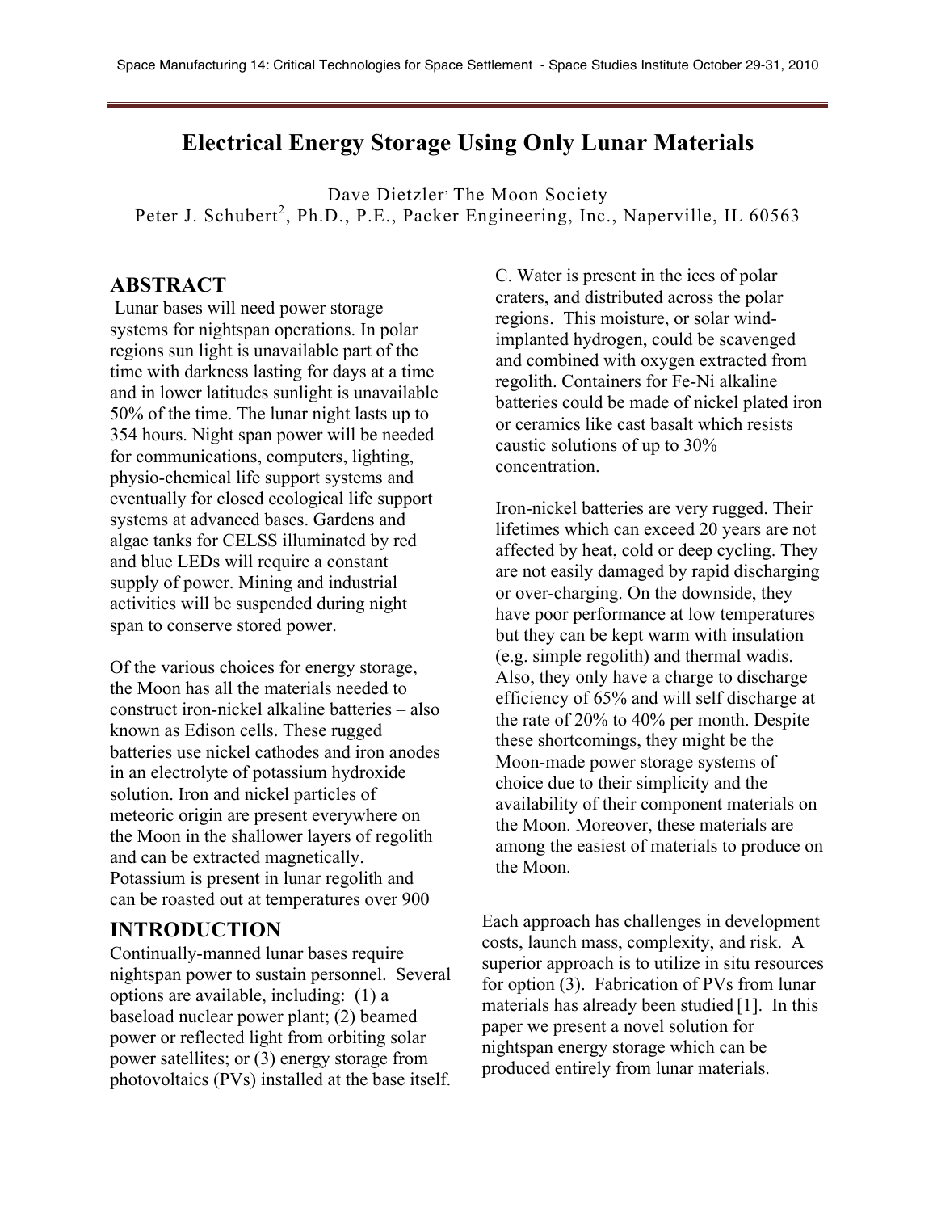# Electrical Energy Storage Using Only Lunar Materials

Dave Dietzler, The Moon Society
Peter J. Schubert[2], Ph.D., P.E., Packer Engineering, Inc., Naperville, IL 60563

## ABSTRACT

Lunar bases will need power storage systems for nightspan operations. In polar regions sun light is unavailable part of the time with darkness lasting for days at a time and in lower latitudes sunlight is unavailable 50% of the time. The lunar night lasts up to 354 hours. Night span power will be needed for communications, computers, lighting, physio-chemical life support systems and eventually for closed ecological life support systems at advanced bases. Gardens and algae tanks for CELSS illuminated by red and blue LEDs will require a constant supply of power. Mining and industrial activities will be suspended during night span to conserve stored power.

Of the various choices for energy storage, the Moon has all the materials needed to construct iron-nickel alkaline batteries – also known as Edison cells. These rugged batteries use nickel cathodes and iron anodes in an electrolyte of potassium hydroxide solution. Iron and nickel particles of meteoric origin are present everywhere on the Moon in the shallower layers of regolith and can be extracted magnetically. Potassium is present in lunar regolith and can be roasted out at temperatures over 900 C. Water is present in the ices of polar craters, and distributed across the polar regions. This moisture, or solar wind-implanted hydrogen, could be scavenged and combined with oxygen extracted from regolith. Containers for Fe-Ni alkaline batteries could be made of nickel plated iron or ceramics like cast basalt which resists caustic solutions of up to 30% concentration.

Iron-nickel batteries are very rugged. Their lifetimes which can exceed 20 years are not affected by heat, cold or deep cycling. They are not easily damaged by rapid discharging or over-charging. On the downside, they have poor performance at low temperatures but they can be kept warm with insulation (e.g. simple regolith) and thermal wadis. Also, they only have a charge to discharge efficiency of 65% and will self discharge at the rate of 20% to 40% per month. Despite these shortcomings, they might be the Moon-made power storage systems of choice due to their simplicity and the availability of their component materials on the Moon. Moreover, these materials are among the easiest of materials to produce on the Moon.

## INTRODUCTION

Continually-manned lunar bases require nightspan power to sustain personnel. Several options are available, including: (1) a baseload nuclear power plant; (2) beamed power or reflected light from orbiting solar power satellites; or (3) energy storage from photovoltaics (PVs) installed at the base itself. Each approach has challenges in development costs, launch mass, complexity, and risk. A superior approach is to utilize in situ resources for option (3). Fabrication of PVs from lunar materials has already been studied [1]. In this paper we present a novel solution for nightspan energy storage which can be produced entirely from lunar materials.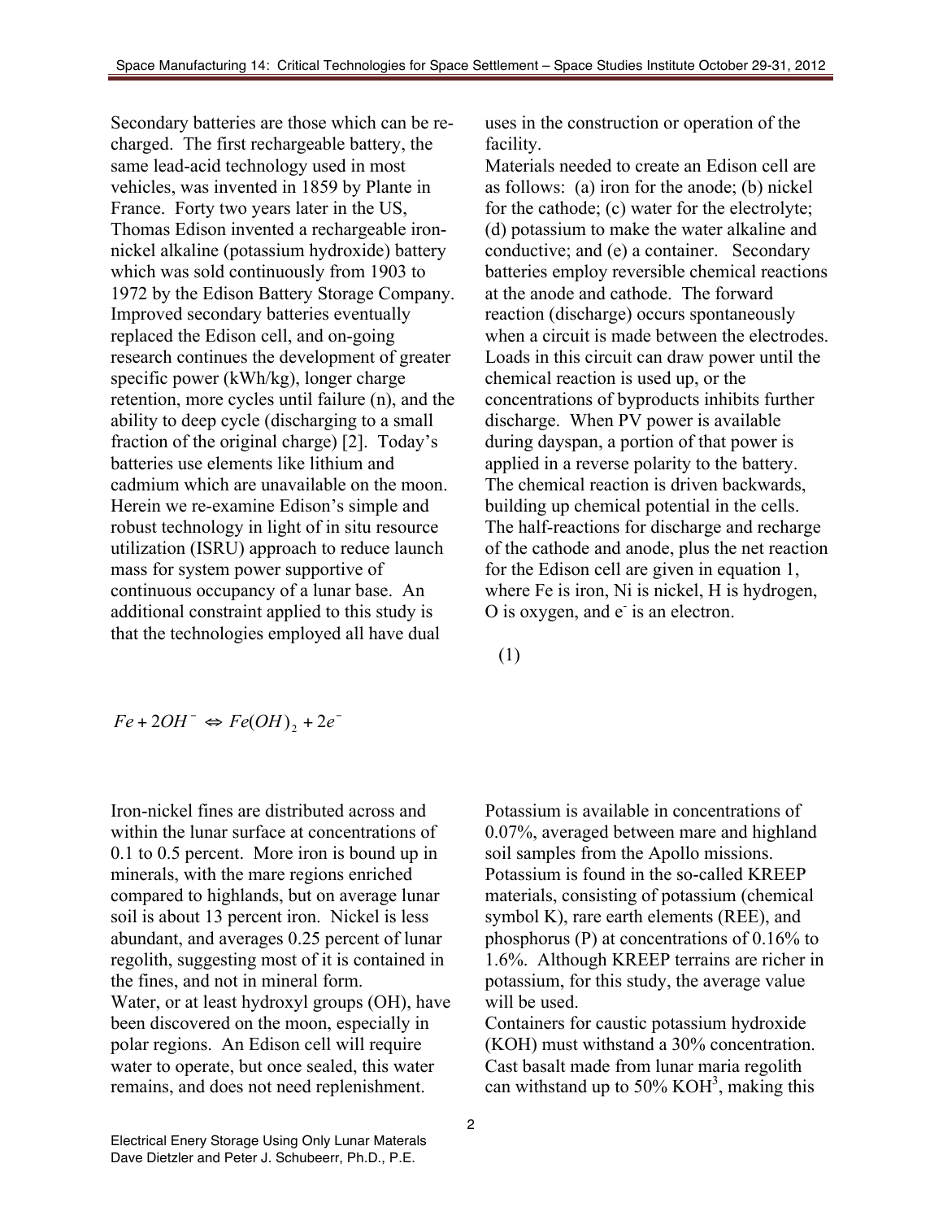Secondary batteries are those which can be recharged. The first rechargeable battery, the same lead-acid technology used in most vehicles, was invented in 1859 by Plante in France. Forty two years later in the US, Thomas Edison invented a rechargeable iron-nickel alkaline (potassium hydroxide) battery which was sold continuously from 1903 to 1972 by the Edison Battery Storage Company. Improved secondary batteries eventually replaced the Edison cell, and on-going research continues the development of greater specific power (kWh/kg), longer charge retention, more cycles until failure (n), and the ability to deep cycle (discharging to a small fraction of the original charge) [2]. Today's batteries use elements like lithium and cadmium which are unavailable on the moon. Herein we re-examine Edison's simple and robust technology in light of in situ resource utilization (ISRU) approach to reduce launch mass for system power supportive of continuous occupancy of a lunar base. An additional constraint applied to this study is that the technologies employed all have dual uses in the construction or operation of the facility.

Materials needed to create an Edison cell are as follows: (a) iron for the anode; (b) nickel for the cathode; (c) water for the electrolyte; (d) potassium to make the water alkaline and conductive; and (e) a container. Secondary batteries employ reversible chemical reactions at the anode and cathode. The forward reaction (discharge) occurs spontaneously when a circuit is made between the electrodes. Loads in this circuit can draw power until the chemical reaction is used up, or the concentrations of byproducts inhibits further discharge. When PV power is available during dayspan, a portion of that power is applied in a reverse polarity to the battery. The chemical reaction is driven backwards, building up chemical potential in the cells. The half-reactions for discharge and recharge of the cathode and anode, plus the net reaction for the Edison cell are given in equation 1, where Fe is iron, Ni is nickel, H is hydrogen, O is oxygen, and $e^-$ is an electron.

(1)

$$Fe + 2OH^- \Leftrightarrow Fe(OH)_2 + 2e^-$$

Iron-nickel fines are distributed across and within the lunar surface at concentrations of 0.1 to 0.5 percent. More iron is bound up in minerals, with the mare regions enriched compared to highlands, but on average lunar soil is about 13 percent iron. Nickel is less abundant, and averages 0.25 percent of lunar regolith, suggesting most of it is contained in the fines, and not in mineral form.

Water, or at least hydroxyl groups (OH), have been discovered on the moon, especially in polar regions. An Edison cell will require water to operate, but once sealed, this water remains, and does not need replenishment.

Potassium is available in concentrations of 0.07%, averaged between mare and highland soil samples from the Apollo missions. Potassium is found in the so-called KREEP materials, consisting of potassium (chemical symbol K), rare earth elements (REE), and phosphorus (P) at concentrations of 0.16% to 1.6%. Although KREEP terrains are richer in potassium, for this study, the average value will be used.

Containers for caustic potassium hydroxide (KOH) must withstand a 30% concentration. Cast basalt made from lunar maria regolith can withstand up to 50% KOH[3], making this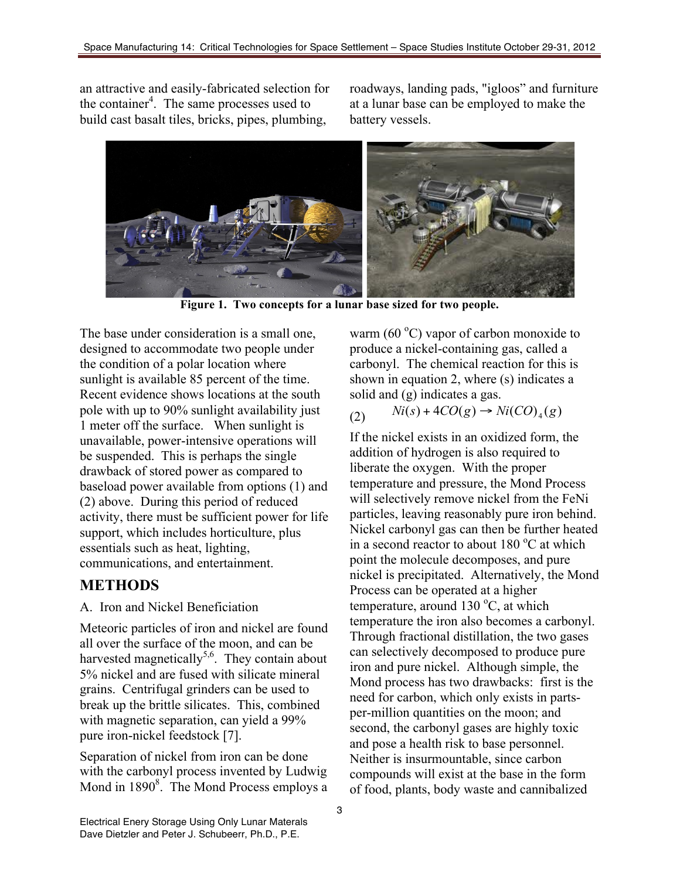an attractive and easily-fabricated selection for the container[4]. The same processes used to build cast basalt tiles, bricks, pipes, plumbing, roadways, landing pads, "igloos" and furniture at a lunar base can be employed to make the battery vessels.

**Figure 1. Two concepts for a lunar base sized for two people.**

The base under consideration is a small one, designed to accommodate two people under the condition of a polar location where sunlight is available 85 percent of the time. Recent evidence shows locations at the south pole with up to 90% sunlight availability just 1 meter off the surface. When sunlight is unavailable, power-intensive operations will be suspended. This is perhaps the single drawback of stored power as compared to baseload power available from options (1) and (2) above. During this period of reduced activity, there must be sufficient power for life support, which includes horticulture, plus essentials such as heat, lighting, communications, and entertainment.

## METHODS

A. Iron and Nickel Beneficiation

Meteoric particles of iron and nickel are found all over the surface of the moon, and can be harvested magnetically[5,6]. They contain about 5% nickel and are fused with silicate mineral grains. Centrifugal grinders can be used to break up the brittle silicates. This, combined with magnetic separation, can yield a 99% pure iron-nickel feedstock [7].

Separation of nickel from iron can be done with the carbonyl process invented by Ludwig Mond in 1890[8]. The Mond Process employs a warm (60 °C) vapor of carbon monoxide to produce a nickel-containing gas, called a carbonyl. The chemical reaction for this is shown in equation 2, where (s) indicates a solid and (g) indicates a gas.

$$Ni(s) + 4CO(g) \rightarrow Ni(CO)_4(g) \quad (2)$$

If the nickel exists in an oxidized form, the addition of hydrogen is also required to liberate the oxygen. With the proper temperature and pressure, the Mond Process will selectively remove nickel from the FeNi particles, leaving reasonably pure iron behind. Nickel carbonyl gas can then be further heated in a second reactor to about 180 °C at which point the molecule decomposes, and pure nickel is precipitated. Alternatively, the Mond Process can be operated at a higher temperature, around 130 °C, at which temperature the iron also becomes a carbonyl. Through fractional distillation, the two gases can selectively decomposed to produce pure iron and pure nickel. Although simple, the Mond process has two drawbacks: first is the need for carbon, which only exists in parts-per-million quantities on the moon; and second, the carbonyl gases are highly toxic and pose a health risk to base personnel. Neither is insurmountable, since carbon compounds will exist at the base in the form of food, plants, body waste and cannibalized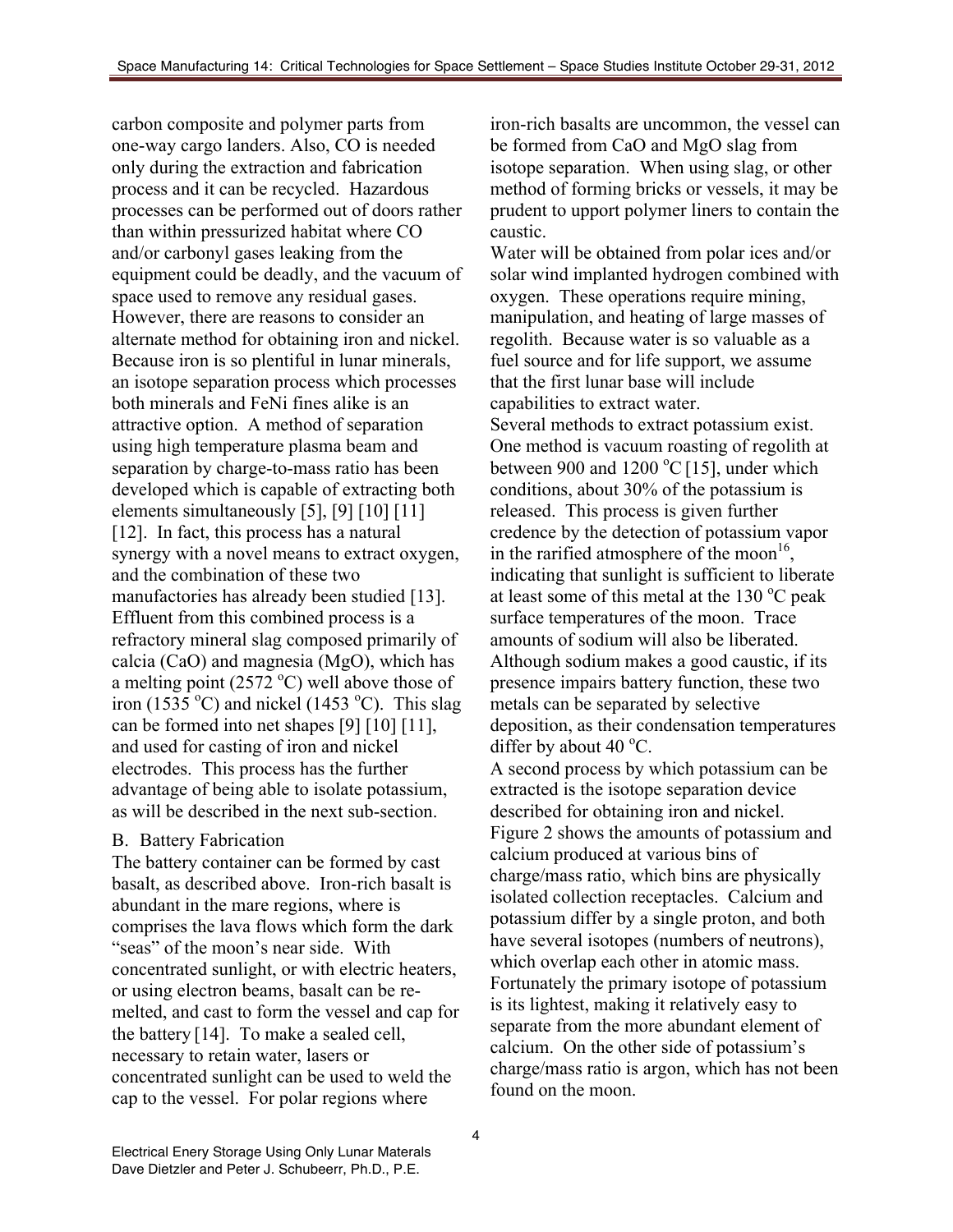carbon composite and polymer parts from one-way cargo landers. Also, CO is needed only during the extraction and fabrication process and it can be recycled. Hazardous processes can be performed out of doors rather than within pressurized habitat where CO and/or carbonyl gases leaking from the equipment could be deadly, and the vacuum of space used to remove any residual gases. However, there are reasons to consider an alternate method for obtaining iron and nickel. Because iron is so plentiful in lunar minerals, an isotope separation process which processes both minerals and FeNi fines alike is an attractive option. A method of separation using high temperature plasma beam and separation by charge-to-mass ratio has been developed which is capable of extracting both elements simultaneously [5], [9] [10] [11] [12]. In fact, this process has a natural synergy with a novel means to extract oxygen, and the combination of these two manufactories has already been studied [13]. Effluent from this combined process is a refractory mineral slag composed primarily of calcia (CaO) and magnesia (MgO), which has a melting point (2572 $^{o}$C) well above those of iron (1535 $^{o}$C) and nickel (1453 $^{o}$C). This slag can be formed into net shapes [9] [10] [11], and used for casting of iron and nickel electrodes. This process has the further advantage of being able to isolate potassium, as will be described in the next sub-section.

## B. Battery Fabrication

The battery container can be formed by cast basalt, as described above. Iron-rich basalt is abundant in the mare regions, where is comprises the lava flows which form the dark "seas" of the moon's near side. With concentrated sunlight, or with electric heaters, or using electron beams, basalt can be re-melted, and cast to form the vessel and cap for the battery [14]. To make a sealed cell, necessary to retain water, lasers or concentrated sunlight can be used to weld the cap to the vessel. For polar regions where iron-rich basalts are uncommon, the vessel can be formed from CaO and MgO slag from isotope separation. When using slag, or other method of forming bricks or vessels, it may be prudent to upport polymer liners to contain the caustic.

Water will be obtained from polar ices and/or solar wind implanted hydrogen combined with oxygen. These operations require mining, manipulation, and heating of large masses of regolith. Because water is so valuable as a fuel source and for life support, we assume that the first lunar base will include capabilities to extract water.

Several methods to extract potassium exist. One method is vacuum roasting of regolith at between 900 and 1200 $^{o}$C [15], under which conditions, about 30% of the potassium is released. This process is given further credence by the detection of potassium vapor in the rarified atmosphere of the moon[16], indicating that sunlight is sufficient to liberate at least some of this metal at the 130 $^{o}$C peak surface temperatures of the moon. Trace amounts of sodium will also be liberated. Although sodium makes a good caustic, if its presence impairs battery function, these two metals can be separated by selective deposition, as their condensation temperatures differ by about 40 $^{o}$C.

A second process by which potassium can be extracted is the isotope separation device described for obtaining iron and nickel. Figure 2 shows the amounts of potassium and calcium produced at various bins of charge/mass ratio, which bins are physically isolated collection receptacles. Calcium and potassium differ by a single proton, and both have several isotopes (numbers of neutrons), which overlap each other in atomic mass. Fortunately the primary isotope of potassium is its lightest, making it relatively easy to separate from the more abundant element of calcium. On the other side of potassium's charge/mass ratio is argon, which has not been found on the moon.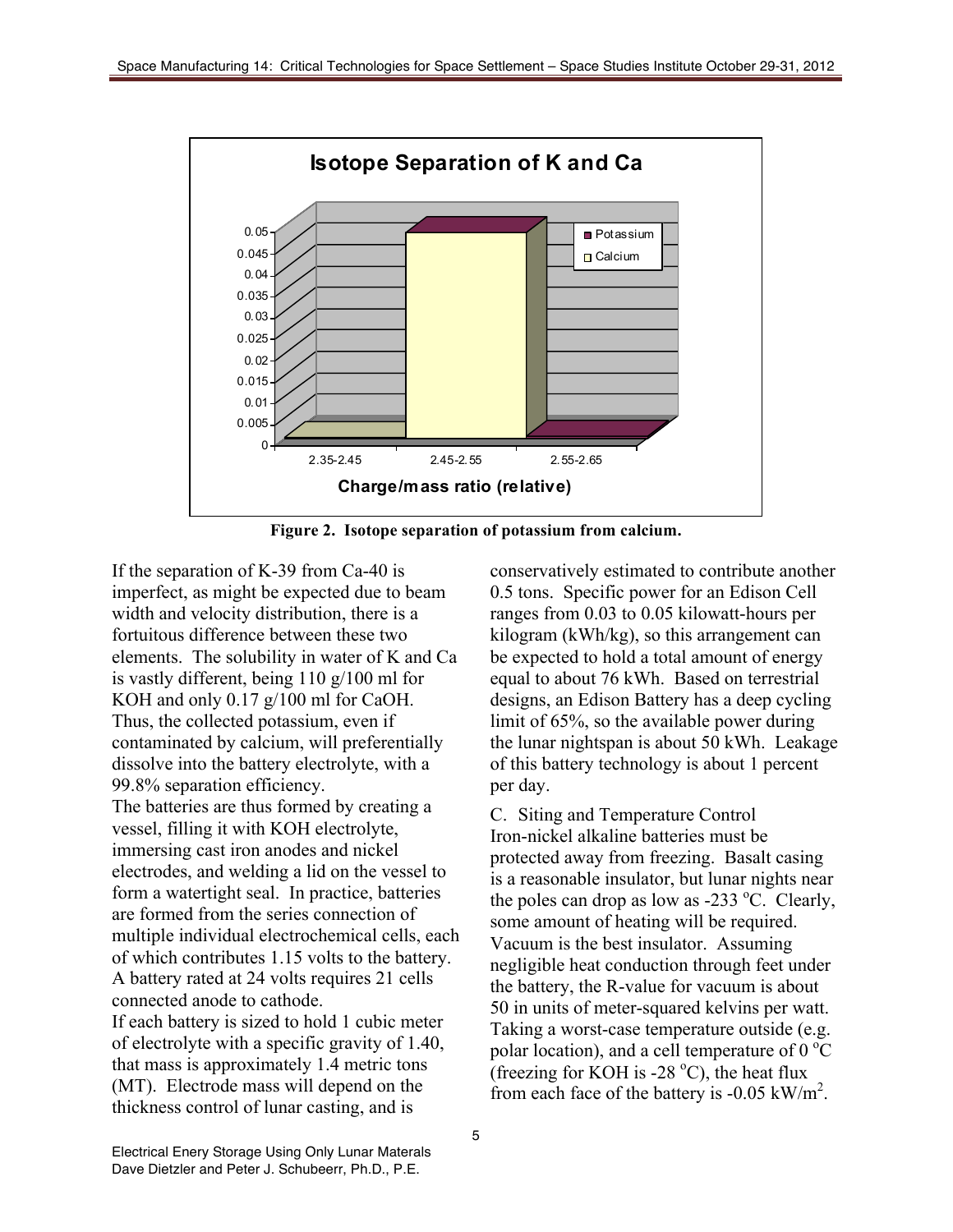**Figure 2. Isotope separation of potassium from calcium.**

If the separation of K-39 from Ca-40 is imperfect, as might be expected due to beam width and velocity distribution, there is a fortuitous difference between these two elements. The solubility in water of K and Ca is vastly different, being 110 g/100 ml for KOH and only 0.17 g/100 ml for CaOH. Thus, the collected potassium, even if contaminated by calcium, will preferentially dissolve into the battery electrolyte, with a 99.8% separation efficiency.

The batteries are thus formed by creating a vessel, filling it with KOH electrolyte, immersing cast iron anodes and nickel electrodes, and welding a lid on the vessel to form a watertight seal. In practice, batteries are formed from the series connection of multiple individual electrochemical cells, each of which contributes 1.15 volts to the battery. A battery rated at 24 volts requires 21 cells connected anode to cathode.

If each battery is sized to hold 1 cubic meter of electrolyte with a specific gravity of 1.40, that mass is approximately 1.4 metric tons (MT). Electrode mass will depend on the thickness control of lunar casting, and is conservatively estimated to contribute another 0.5 tons. Specific power for an Edison Cell ranges from 0.03 to 0.05 kilowatt-hours per kilogram (kWh/kg), so this arrangement can be expected to hold a total amount of energy equal to about 76 kWh. Based on terrestrial designs, an Edison Battery has a deep cycling limit of 65%, so the available power during the lunar nightspan is about 50 kWh. Leakage of this battery technology is about 1 percent per day.

C. Siting and Temperature Control

Iron-nickel alkaline batteries must be protected away from freezing. Basalt casing is a reasonable insulator, but lunar nights near the poles can drop as low as -233 $^{o}$C. Clearly, some amount of heating will be required. Vacuum is the best insulator. Assuming negligible heat conduction through feet under the battery, the R-value for vacuum is about 50 in units of meter-squared kelvins per watt. Taking a worst-case temperature outside (e.g. polar location), and a cell temperature of 0 $^{o}$C (freezing for KOH is -28 $^{o}$C), the heat flux from each face of the battery is -0.05 kW/m$^2$.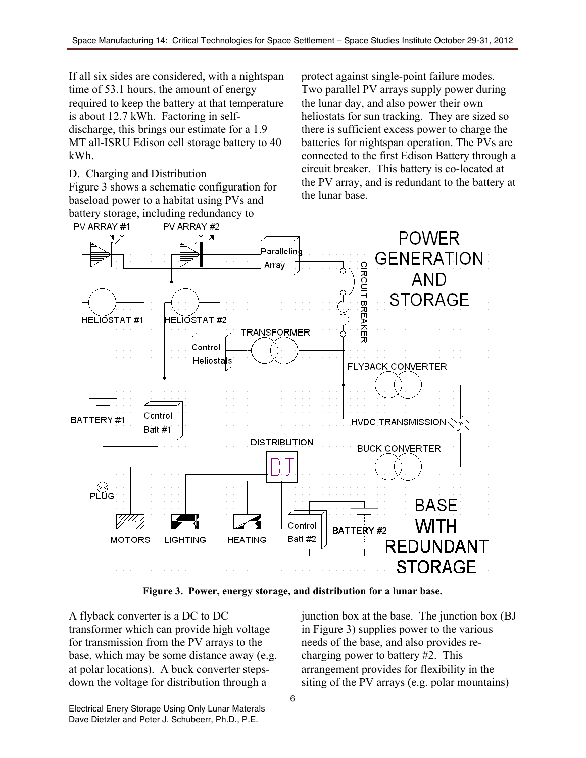If all six sides are considered, with a nightspan time of 53.1 hours, the amount of energy required to keep the battery at that temperature is about 12.7 kWh. Factoring in self-discharge, this brings our estimate for a 1.9 MT all-ISRU Edison cell storage battery to 40 kWh.

D. Charging and Distribution

Figure 3 shows a schematic configuration for baseload power to a habitat using PVs and battery storage, including redundancy to protect against single-point failure modes. Two parallel PV arrays supply power during the lunar day, and also power their own heliostats for sun tracking. They are sized so there is sufficient excess power to charge the batteries for nightspan operation. The PVs are connected to the first Edison Battery through a circuit breaker. This battery is co-located at the PV array, and is redundant to the battery at the lunar base.

**Figure 3. Power, energy storage, and distribution for a lunar base.**

A flyback converter is a DC to DC transformer which can provide high voltage for transmission from the PV arrays to the base, which may be some distance away (e.g. at polar locations). A buck converter steps-down the voltage for distribution through a junction box at the base. The junction box (BJ in Figure 3) supplies power to the various needs of the base, and also provides re-charging power to battery #2. This arrangement provides for flexibility in the siting of the PV arrays (e.g. polar mountains)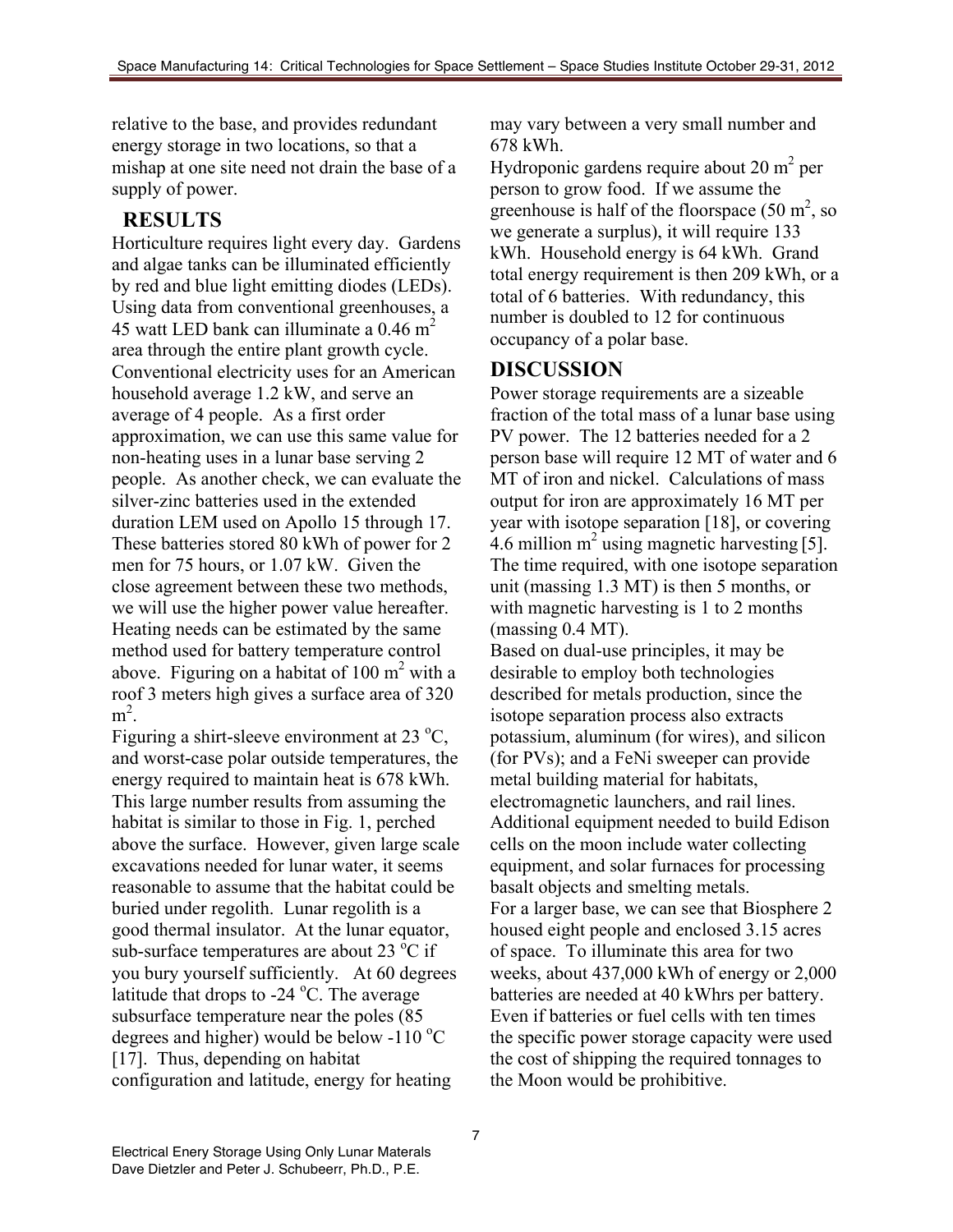relative to the base, and provides redundant energy storage in two locations, so that a mishap at one site need not drain the base of a supply of power.

## RESULTS

Horticulture requires light every day. Gardens and algae tanks can be illuminated efficiently by red and blue light emitting diodes (LEDs). Using data from conventional greenhouses, a 45 watt LED bank can illuminate a 0.46 $m^2$ area through the entire plant growth cycle. Conventional electricity uses for an American household average 1.2 kW, and serve an average of 4 people. As a first order approximation, we can use this same value for non-heating uses in a lunar base serving 2 people. As another check, we can evaluate the silver-zinc batteries used in the extended duration LEM used on Apollo 15 through 17. These batteries stored 80 kWh of power for 2 men for 75 hours, or 1.07 kW. Given the close agreement between these two methods, we will use the higher power value hereafter. Heating needs can be estimated by the same method used for battery temperature control above. Figuring on a habitat of 100 $m^2$ with a roof 3 meters high gives a surface area of 320 $m^2$.

Figuring a shirt-sleeve environment at 23 $^oC$, and worst-case polar outside temperatures, the energy required to maintain heat is 678 kWh. This large number results from assuming the habitat is similar to those in Fig. 1, perched above the surface. However, given large scale excavations needed for lunar water, it seems reasonable to assume that the habitat could be buried under regolith. Lunar regolith is a good thermal insulator. At the lunar equator, sub-surface temperatures are about 23 $^oC$ if you bury yourself sufficiently. At 60 degrees latitude that drops to -24 $^oC$. The average subsurface temperature near the poles (85 degrees and higher) would be below -110 $^oC$ [17]. Thus, depending on habitat configuration and latitude, energy for heating may vary between a very small number and 678 kWh.

Hydroponic gardens require about 20 $m^2$ per person to grow food. If we assume the greenhouse is half of the floorspace (50 $m^2$, so we generate a surplus), it will require 133 kWh. Household energy is 64 kWh. Grand total energy requirement is then 209 kWh, or a total of 6 batteries. With redundancy, this number is doubled to 12 for continuous occupancy of a polar base.

## DISCUSSION

Power storage requirements are a sizeable fraction of the total mass of a lunar base using PV power. The 12 batteries needed for a 2 person base will require 12 MT of water and 6 MT of iron and nickel. Calculations of mass output for iron are approximately 16 MT per year with isotope separation [18], or covering 4.6 million $m^2$ using magnetic harvesting [5]. The time required, with one isotope separation unit (massing 1.3 MT) is then 5 months, or with magnetic harvesting is 1 to 2 months (massing 0.4 MT).

Based on dual-use principles, it may be desirable to employ both technologies described for metals production, since the isotope separation process also extracts potassium, aluminum (for wires), and silicon (for PVs); and a FeNi sweeper can provide metal building material for habitats, electromagnetic launchers, and rail lines. Additional equipment needed to build Edison cells on the moon include water collecting equipment, and solar furnaces for processing basalt objects and smelting metals.

For a larger base, we can see that Biosphere 2 housed eight people and enclosed 3.15 acres of space. To illuminate this area for two weeks, about 437,000 kWh of energy or 2,000 batteries are needed at 40 kWhrs per battery. Even if batteries or fuel cells with ten times the specific power storage capacity were used the cost of shipping the required tonnages to the Moon would be prohibitive.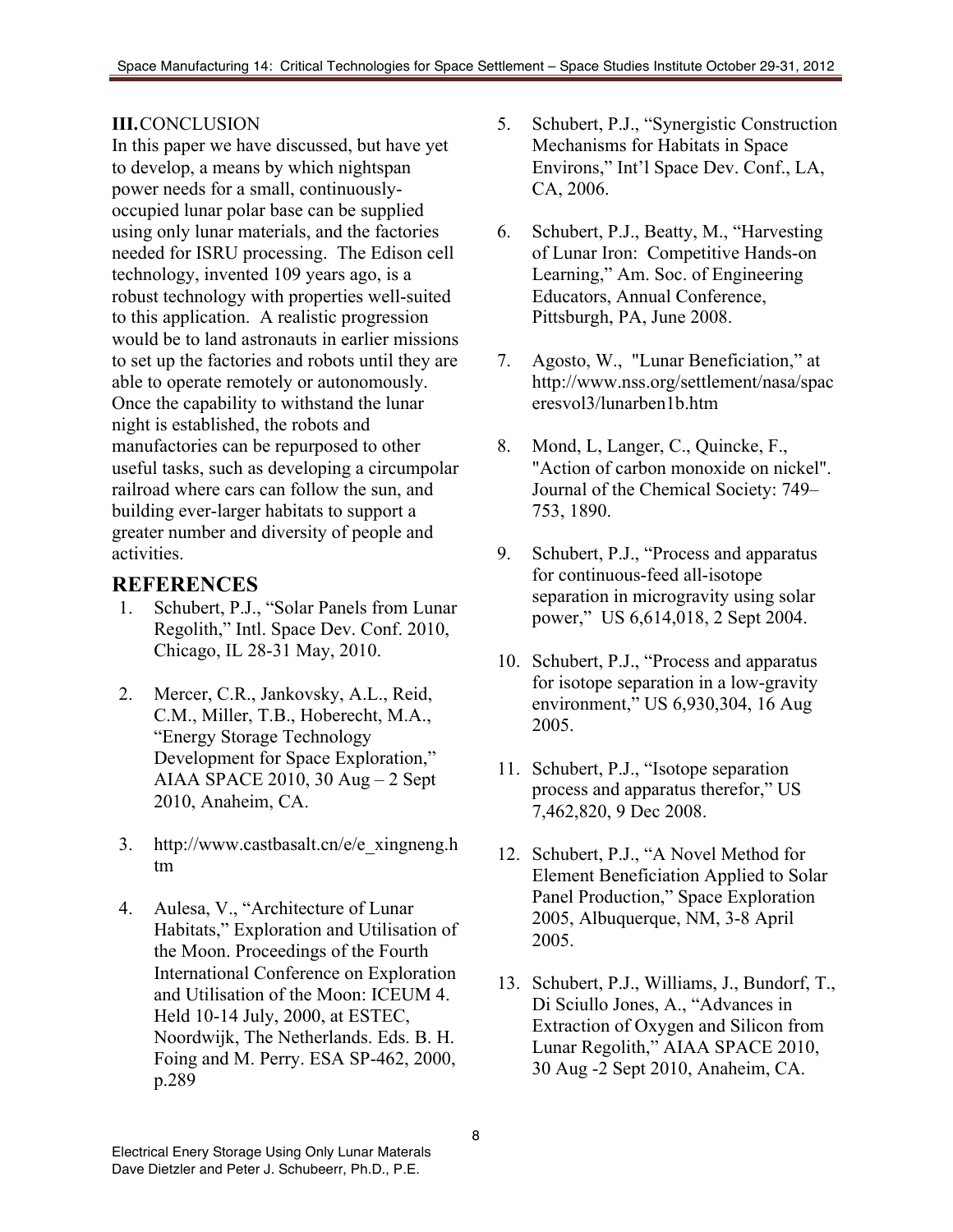## III. CONCLUSION

In this paper we have discussed, but have yet to develop, a means by which nightspan power needs for a small, continuously-occupied lunar polar base can be supplied using only lunar materials, and the factories needed for ISRU processing. The Edison cell technology, invented 109 years ago, is a robust technology with properties well-suited to this application. A realistic progression would be to land astronauts in earlier missions to set up the factories and robots until they are able to operate remotely or autonomously. Once the capability to withstand the lunar night is established, the robots and manufactories can be repurposed to other useful tasks, such as developing a circumpolar railroad where cars can follow the sun, and building ever-larger habitats to support a greater number and diversity of people and activities.

## REFERENCES

1. Schubert, P.J., "Solar Panels from Lunar Regolith," Intl. Space Dev. Conf. 2010, Chicago, IL 28-31 May, 2010.
2. Mercer, C.R., Jankovsky, A.L., Reid, C.M., Miller, T.B., Hoberecht, M.A., "Energy Storage Technology Development for Space Exploration," AIAA SPACE 2010, 30 Aug – 2 Sept 2010, Anaheim, CA.
3. http://www.castbasalt.cn/e/e_xingneng.htm
4. Aulesa, V., "Architecture of Lunar Habitats," Exploration and Utilisation of the Moon. Proceedings of the Fourth International Conference on Exploration and Utilisation of the Moon: ICEUM 4. Held 10-14 July, 2000, at ESTEC, Noordwijk, The Netherlands. Eds. B. H. Foing and M. Perry. ESA SP-462, 2000, p.289
5. Schubert, P.J., "Synergistic Construction Mechanisms for Habitats in Space Environs," Int'l Space Dev. Conf., LA, CA, 2006.
6. Schubert, P.J., Beatty, M., "Harvesting of Lunar Iron: Competitive Hands-on Learning," Am. Soc. of Engineering Educators, Annual Conference, Pittsburgh, PA, June 2008.
7. Agosto, W., "Lunar Beneficiation," at http://www.nss.org/settlement/nasa/spaceresvol3/lunarben1b.htm
8. Mond, L, Langer, C., Quincke, F., "Action of carbon monoxide on nickel". Journal of the Chemical Society: 749–753, 1890.
9. Schubert, P.J., "Process and apparatus for continuous-feed all-isotope separation in microgravity using solar power," US 6,614,018, 2 Sept 2004.
10. Schubert, P.J., "Process and apparatus for isotope separation in a low-gravity environment," US 6,930,304, 16 Aug 2005.
11. Schubert, P.J., "Isotope separation process and apparatus therefor," US 7,462,820, 9 Dec 2008.
12. Schubert, P.J., "A Novel Method for Element Beneficiation Applied to Solar Panel Production," Space Exploration 2005, Albuquerque, NM, 3-8 April 2005.
13. Schubert, P.J., Williams, J., Bundorf, T., Di Sciullo Jones, A., "Advances in Extraction of Oxygen and Silicon from Lunar Regolith," AIAA SPACE 2010, 30 Aug -2 Sept 2010, Anaheim, CA.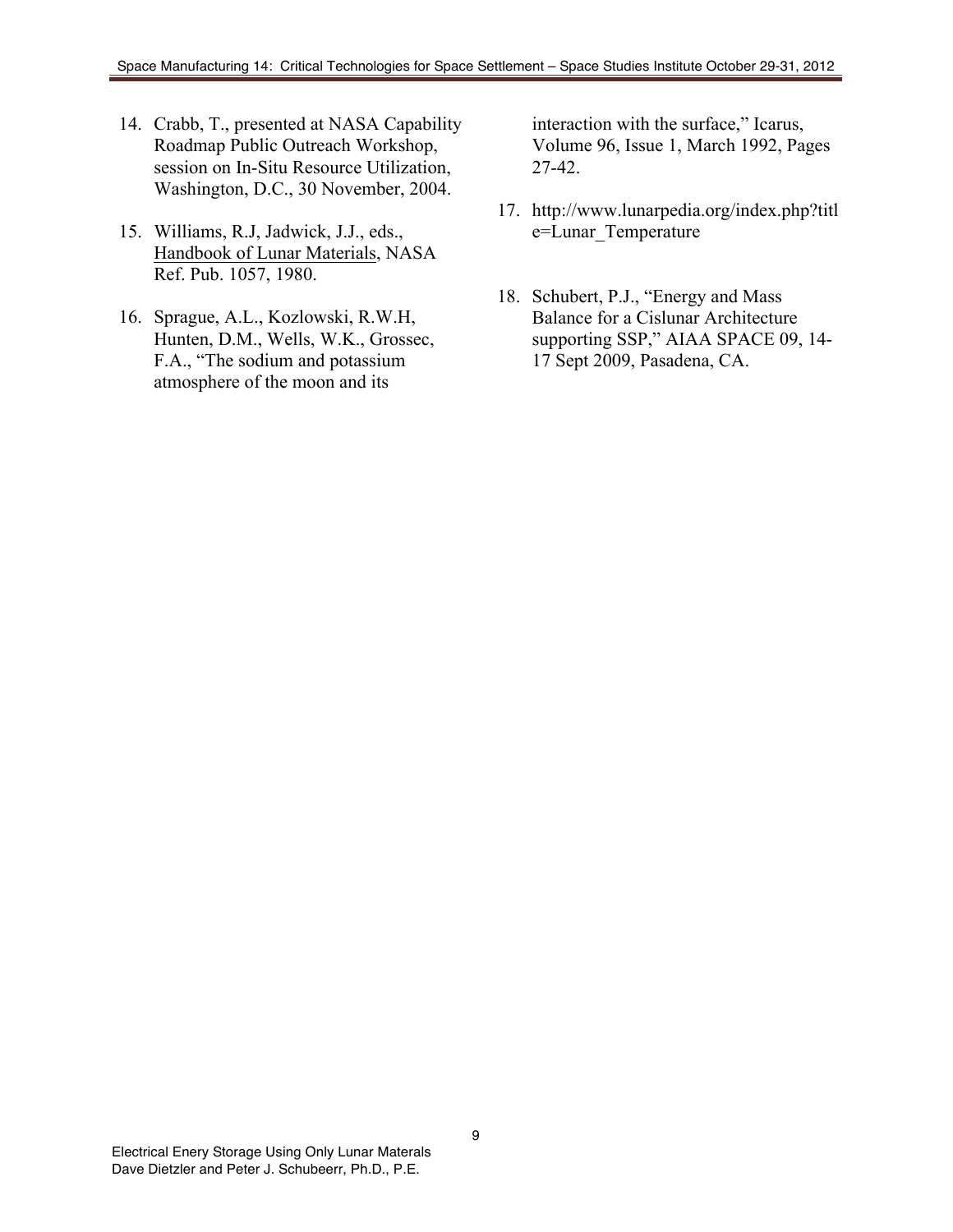14. Crabb, T., presented at NASA Capability Roadmap Public Outreach Workshop, session on In-Situ Resource Utilization, Washington, D.C., 30 November, 2004.

15. Williams, R.J, Jadwick, J.J., eds., Handbook of Lunar Materials, NASA Ref. Pub. 1057, 1980.

16. Sprague, A.L., Kozlowski, R.W.H, Hunten, D.M., Wells, W.K., Grossec, F.A., "The sodium and potassium atmosphere of the moon and its interaction with the surface," Icarus, Volume 96, Issue 1, March 1992, Pages 27-42.

17. http://www.lunarpedia.org/index.php?title=Lunar_Temperature

18. Schubert, P.J., "Energy and Mass Balance for a Cislunar Architecture supporting SSP," AIAA SPACE 09, 14-17 Sept 2009, Pasadena, CA.